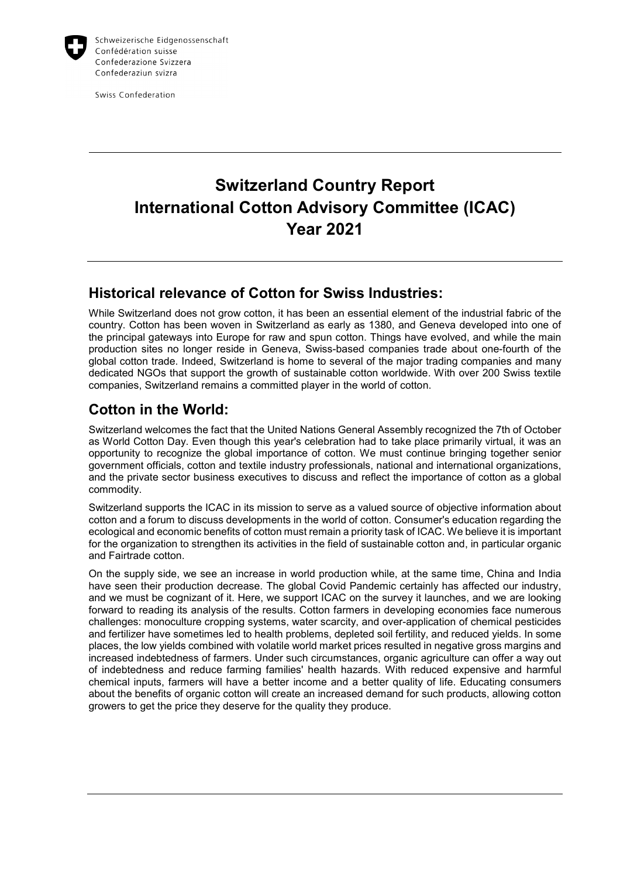Schweizerische Eidgenossenschaft
Confédération suisse
Confederazione Svizzera
Confederaziun svizra

Swiss Confederation

---

# Switzerland Country Report
# International Cotton Advisory Committee (ICAC)
# Year 2021

---

## Historical relevance of Cotton for Swiss Industries:

While Switzerland does not grow cotton, it has been an essential element of the industrial fabric of the country. Cotton has been woven in Switzerland as early as 1380, and Geneva developed into one of the principal gateways into Europe for raw and spun cotton. Things have evolved, and while the main production sites no longer reside in Geneva, Swiss-based companies trade about one-fourth of the global cotton trade. Indeed, Switzerland is home to several of the major trading companies and many dedicated NGOs that support the growth of sustainable cotton worldwide. With over 200 Swiss textile companies, Switzerland remains a committed player in the world of cotton.

## Cotton in the World:

Switzerland welcomes the fact that the United Nations General Assembly recognized the 7th of October as World Cotton Day. Even though this year's celebration had to take place primarily virtual, it was an opportunity to recognize the global importance of cotton. We must continue bringing together senior government officials, cotton and textile industry professionals, national and international organizations, and the private sector business executives to discuss and reflect the importance of cotton as a global commodity.

Switzerland supports the ICAC in its mission to serve as a valued source of objective information about cotton and a forum to discuss developments in the world of cotton. Consumer's education regarding the ecological and economic benefits of cotton must remain a priority task of ICAC. We believe it is important for the organization to strengthen its activities in the field of sustainable cotton and, in particular organic and Fairtrade cotton.

On the supply side, we see an increase in world production while, at the same time, China and India have seen their production decrease. The global Covid Pandemic certainly has affected our industry, and we must be cognizant of it. Here, we support ICAC on the survey it launches, and we are looking forward to reading its analysis of the results. Cotton farmers in developing economies face numerous challenges: monoculture cropping systems, water scarcity, and over-application of chemical pesticides and fertilizer have sometimes led to health problems, depleted soil fertility, and reduced yields. In some places, the low yields combined with volatile world market prices resulted in negative gross margins and increased indebtedness of farmers. Under such circumstances, organic agriculture can offer a way out of indebtedness and reduce farming families' health hazards. With reduced expensive and harmful chemical inputs, farmers will have a better income and a better quality of life. Educating consumers about the benefits of organic cotton will create an increased demand for such products, allowing cotton growers to get the price they deserve for the quality they produce.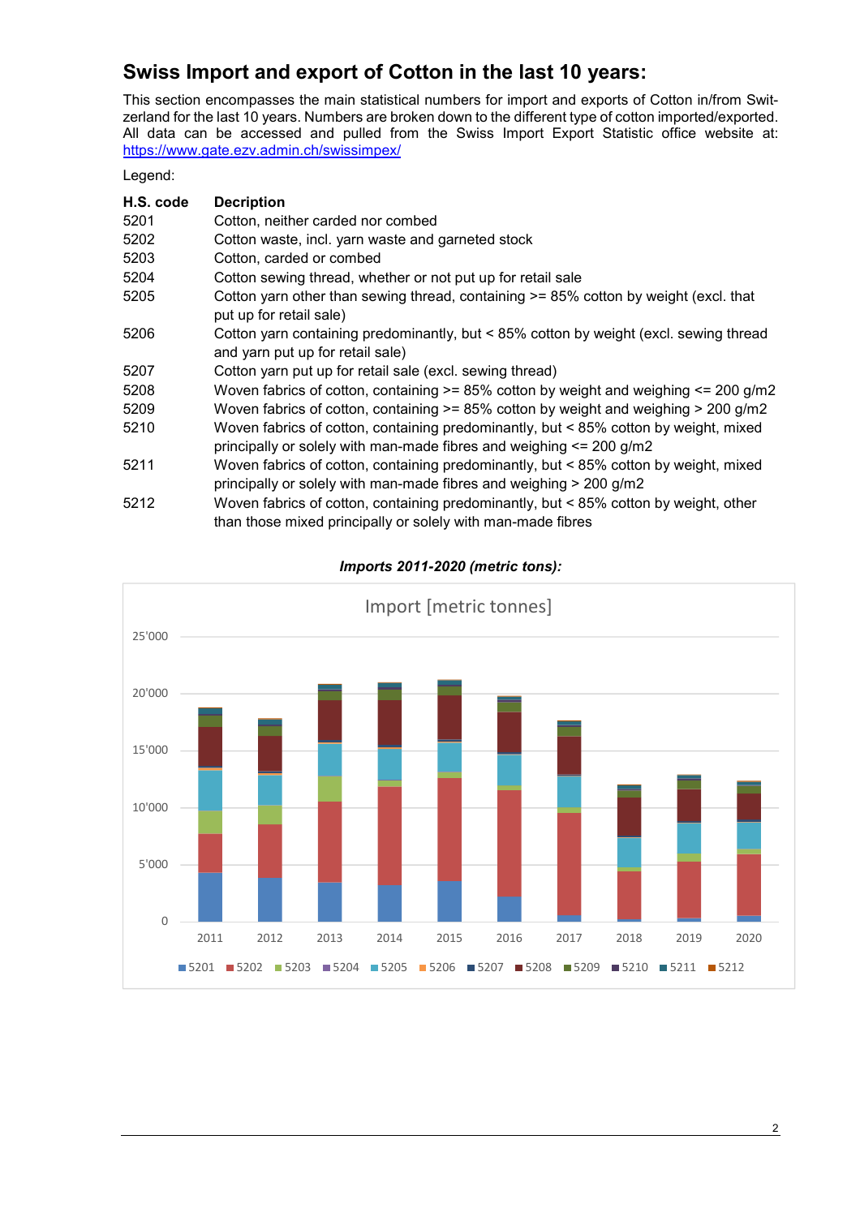# Swiss Import and export of Cotton in the last 10 years:

This section encompasses the main statistical numbers for import and exports of Cotton in/from Switzerland for the last 10 years. Numbers are broken down to the different type of cotton imported/exported. All data can be accessed and pulled from the Swiss Import Export Statistic office website at: https://www.gate.ezv.admin.ch/swissimpex/

Legend:

| H.S. code | Decription |
|---|---|
| 5201 | Cotton, neither carded nor combed |
| 5202 | Cotton waste, incl. yarn waste and garneted stock |
| 5203 | Cotton, carded or combed |
| 5204 | Cotton sewing thread, whether or not put up for retail sale |
| 5205 | Cotton yarn other than sewing thread, containing >= 85% cotton by weight (excl. that put up for retail sale) |
| 5206 | Cotton yarn containing predominantly, but < 85% cotton by weight (excl. sewing thread and yarn put up for retail sale) |
| 5207 | Cotton yarn put up for retail sale (excl. sewing thread) |
| 5208 | Woven fabrics of cotton, containing >= 85% cotton by weight and weighing <= 200 g/m2 |
| 5209 | Woven fabrics of cotton, containing >= 85% cotton by weight and weighing > 200 g/m2 |
| 5210 | Woven fabrics of cotton, containing predominantly, but < 85% cotton by weight, mixed principally or solely with man-made fibres and weighing <= 200 g/m2 |
| 5211 | Woven fabrics of cotton, containing predominantly, but < 85% cotton by weight, mixed principally or solely with man-made fibres and weighing > 200 g/m2 |
| 5212 | Woven fabrics of cotton, containing predominantly, but < 85% cotton by weight, other than those mixed principally or solely with man-made fibres |

***Imports 2011-2020 (metric tons):***

Import [metric tonnes]

25'000
20'000
15'000
10'000
5'000
0

2011 2012 2013 2014 2015 2016 2017 2018 2019 2020

5201 5202 5203 5204 5205 5206 5207 5208 5209 5210 5211 5212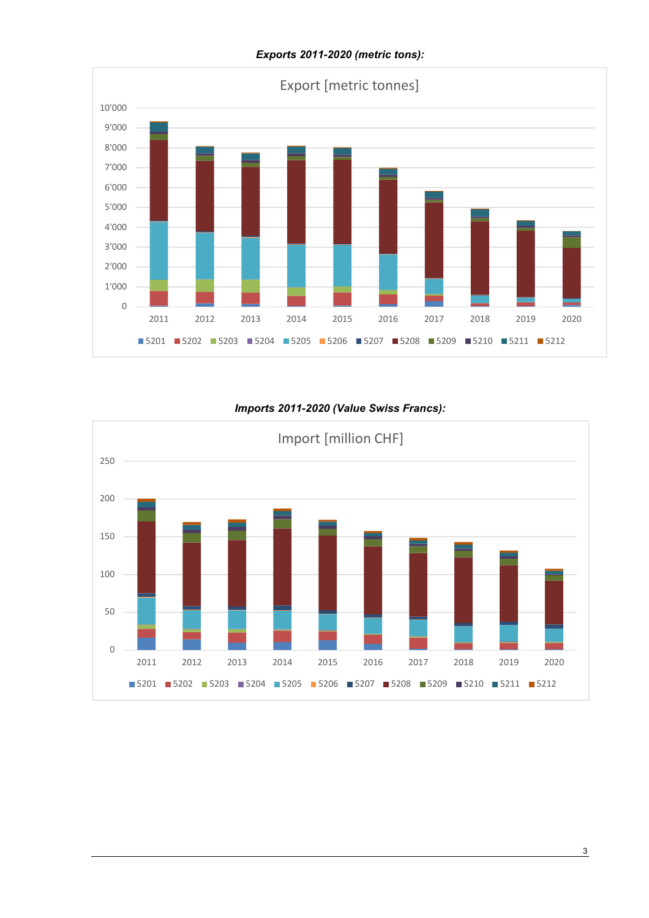***Exports 2011-2020 (metric tons):***

***Imports 2011-2020 (Value Swiss Francs):***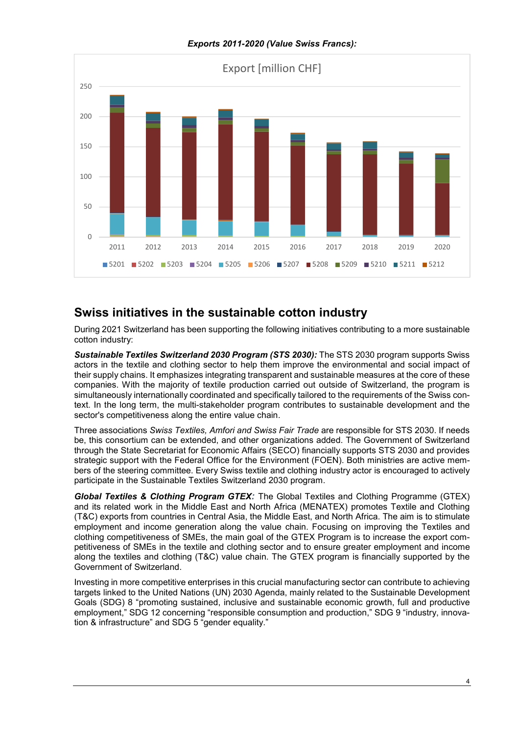*Exports 2011-2020 (Value Swiss Francs):*

## Swiss initiatives in the sustainable cotton industry

During 2021 Switzerland has been supporting the following initiatives contributing to a more sustainable cotton industry:

***Sustainable Textiles Switzerland 2030 Program (STS 2030):*** The STS 2030 program supports Swiss actors in the textile and clothing sector to help them improve the environmental and social impact of their supply chains. It emphasizes integrating transparent and sustainable measures at the core of these companies. With the majority of textile production carried out outside of Switzerland, the program is simultaneously internationally coordinated and specifically tailored to the requirements of the Swiss context. In the long term, the multi-stakeholder program contributes to sustainable development and the sector's competitiveness along the entire value chain.

Three associations *Swiss Textiles, Amfori and Swiss Fair Trade* are responsible for STS 2030. If needs be, this consortium can be extended, and other organizations added. The Government of Switzerland through the State Secretariat for Economic Affairs (SECO) financially supports STS 2030 and provides strategic support with the Federal Office for the Environment (FOEN). Both ministries are active members of the steering committee. Every Swiss textile and clothing industry actor is encouraged to actively participate in the Sustainable Textiles Switzerland 2030 program.

***Global Textiles & Clothing Program GTEX:*** The Global Textiles and Clothing Programme (GTEX) and its related work in the Middle East and North Africa (MENATEX) promotes Textile and Clothing (T&C) exports from countries in Central Asia, the Middle East, and North Africa. The aim is to stimulate employment and income generation along the value chain. Focusing on improving the Textiles and clothing competitiveness of SMEs, the main goal of the GTEX Program is to increase the export competitiveness of SMEs in the textile and clothing sector and to ensure greater employment and income along the textiles and clothing (T&C) value chain. The GTEX program is financially supported by the Government of Switzerland.

Investing in more competitive enterprises in this crucial manufacturing sector can contribute to achieving targets linked to the United Nations (UN) 2030 Agenda, mainly related to the Sustainable Development Goals (SDG) 8 "promoting sustained, inclusive and sustainable economic growth, full and productive employment," SDG 12 concerning "responsible consumption and production," SDG 9 "industry, innovation & infrastructure" and SDG 5 "gender equality."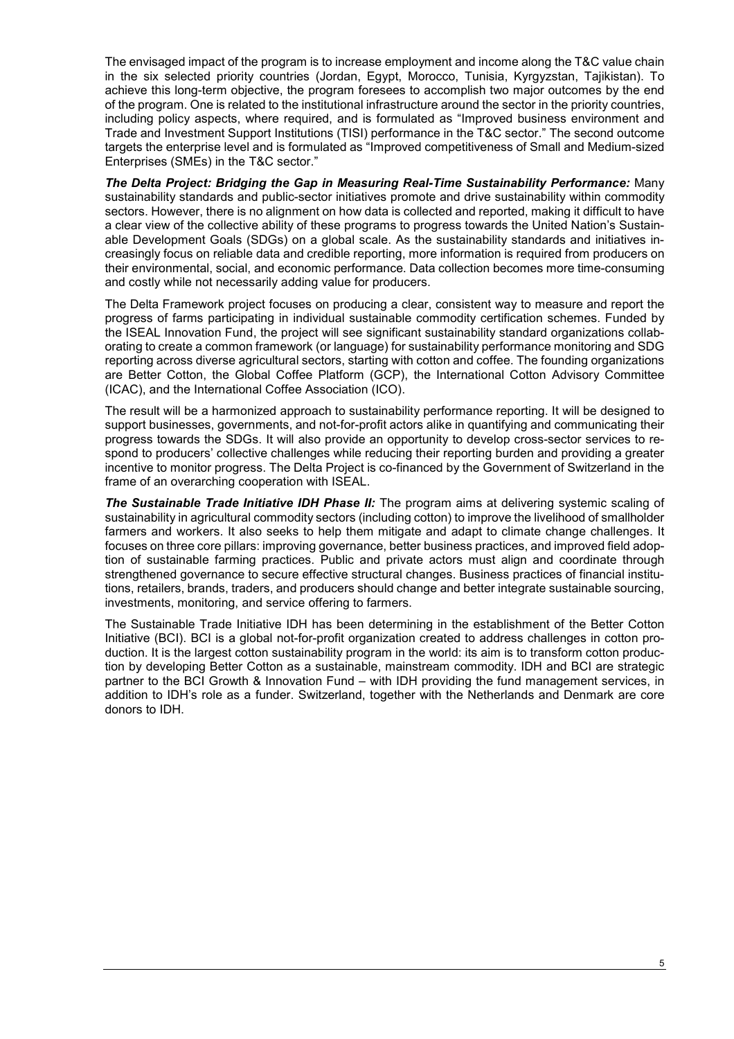The envisaged impact of the program is to increase employment and income along the T&C value chain in the six selected priority countries (Jordan, Egypt, Morocco, Tunisia, Kyrgyzstan, Tajikistan). To achieve this long-term objective, the program foresees to accomplish two major outcomes by the end of the program. One is related to the institutional infrastructure around the sector in the priority countries, including policy aspects, where required, and is formulated as "Improved business environment and Trade and Investment Support Institutions (TISI) performance in the T&C sector." The second outcome targets the enterprise level and is formulated as "Improved competitiveness of Small and Medium-sized Enterprises (SMEs) in the T&C sector."

***The Delta Project: Bridging the Gap in Measuring Real-Time Sustainability Performance:*** Many sustainability standards and public-sector initiatives promote and drive sustainability within commodity sectors. However, there is no alignment on how data is collected and reported, making it difficult to have a clear view of the collective ability of these programs to progress towards the United Nation's Sustainable Development Goals (SDGs) on a global scale. As the sustainability standards and initiatives increasingly focus on reliable data and credible reporting, more information is required from producers on their environmental, social, and economic performance. Data collection becomes more time-consuming and costly while not necessarily adding value for producers.

The Delta Framework project focuses on producing a clear, consistent way to measure and report the progress of farms participating in individual sustainable commodity certification schemes. Funded by the ISEAL Innovation Fund, the project will see significant sustainability standard organizations collaborating to create a common framework (or language) for sustainability performance monitoring and SDG reporting across diverse agricultural sectors, starting with cotton and coffee. The founding organizations are Better Cotton, the Global Coffee Platform (GCP), the International Cotton Advisory Committee (ICAC), and the International Coffee Association (ICO).

The result will be a harmonized approach to sustainability performance reporting. It will be designed to support businesses, governments, and not-for-profit actors alike in quantifying and communicating their progress towards the SDGs. It will also provide an opportunity to develop cross-sector services to respond to producers' collective challenges while reducing their reporting burden and providing a greater incentive to monitor progress. The Delta Project is co-financed by the Government of Switzerland in the frame of an overarching cooperation with ISEAL.

***The Sustainable Trade Initiative IDH Phase II:*** The program aims at delivering systemic scaling of sustainability in agricultural commodity sectors (including cotton) to improve the livelihood of smallholder farmers and workers. It also seeks to help them mitigate and adapt to climate change challenges. It focuses on three core pillars: improving governance, better business practices, and improved field adoption of sustainable farming practices. Public and private actors must align and coordinate through strengthened governance to secure effective structural changes. Business practices of financial institutions, retailers, brands, traders, and producers should change and better integrate sustainable sourcing, investments, monitoring, and service offering to farmers.

The Sustainable Trade Initiative IDH has been determining in the establishment of the Better Cotton Initiative (BCI). BCI is a global not-for-profit organization created to address challenges in cotton production. It is the largest cotton sustainability program in the world: its aim is to transform cotton production by developing Better Cotton as a sustainable, mainstream commodity. IDH and BCI are strategic partner to the BCI Growth & Innovation Fund – with IDH providing the fund management services, in addition to IDH's role as a funder. Switzerland, together with the Netherlands and Denmark are core donors to IDH.